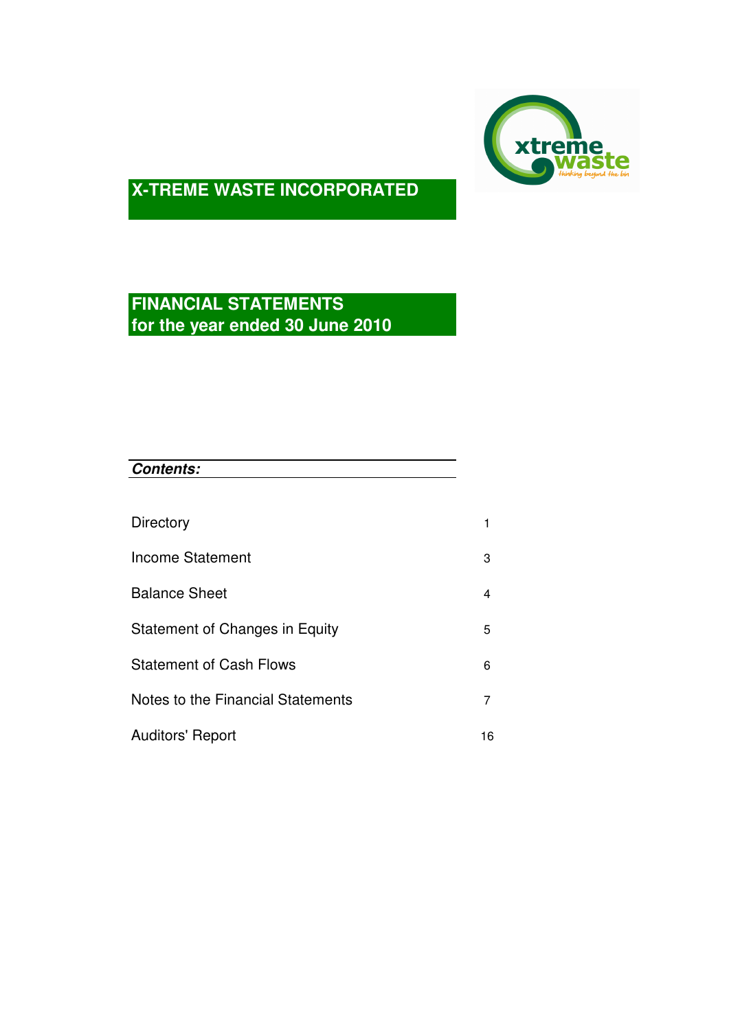# X-TREME WASTE INCORPORATED

## FINANCIAL STATEMENTS
## for the year ended 30 June 2010

***Contents:***

| | |
|---|---|
| Directory | 1 |
| Income Statement | 3 |
| Balance Sheet | 4 |
| Statement of Changes in Equity | 5 |
| Statement of Cash Flows | 6 |
| Notes to the Financial Statements | 7 |
| Auditors' Report | 16 |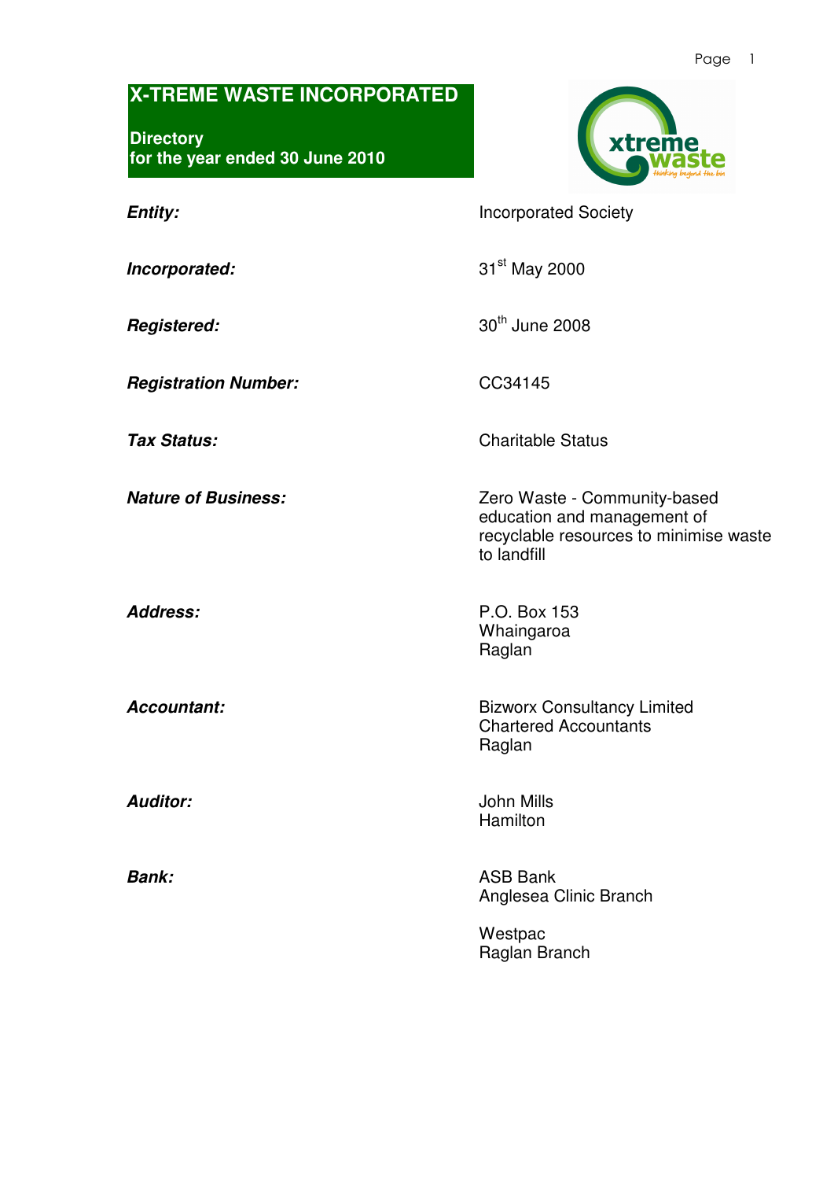# X-TREME WASTE INCORPORATED

**Directory**
**for the year ended 30 June 2010**

| | |
|---|---|
| ***Entity:*** | Incorporated Society |
| ***Incorporated:*** | 31st May 2000 |
| ***Registered:*** | 30th June 2008 |
| ***Registration Number:*** | CC34145 |
| ***Tax Status:*** | Charitable Status |
| ***Nature of Business:*** | Zero Waste - Community-based education and management of recyclable resources to minimise waste to landfill |
| ***Address:*** | P.O. Box 153<br>Whaingaroa<br>Raglan |
| ***Accountant:*** | Bizworx Consultancy Limited<br>Chartered Accountants<br>Raglan |
| ***Auditor:*** | John Mills<br>Hamilton |
| ***Bank:*** | ASB Bank<br>Anglesea Clinic Branch<br><br>Westpac<br>Raglan Branch |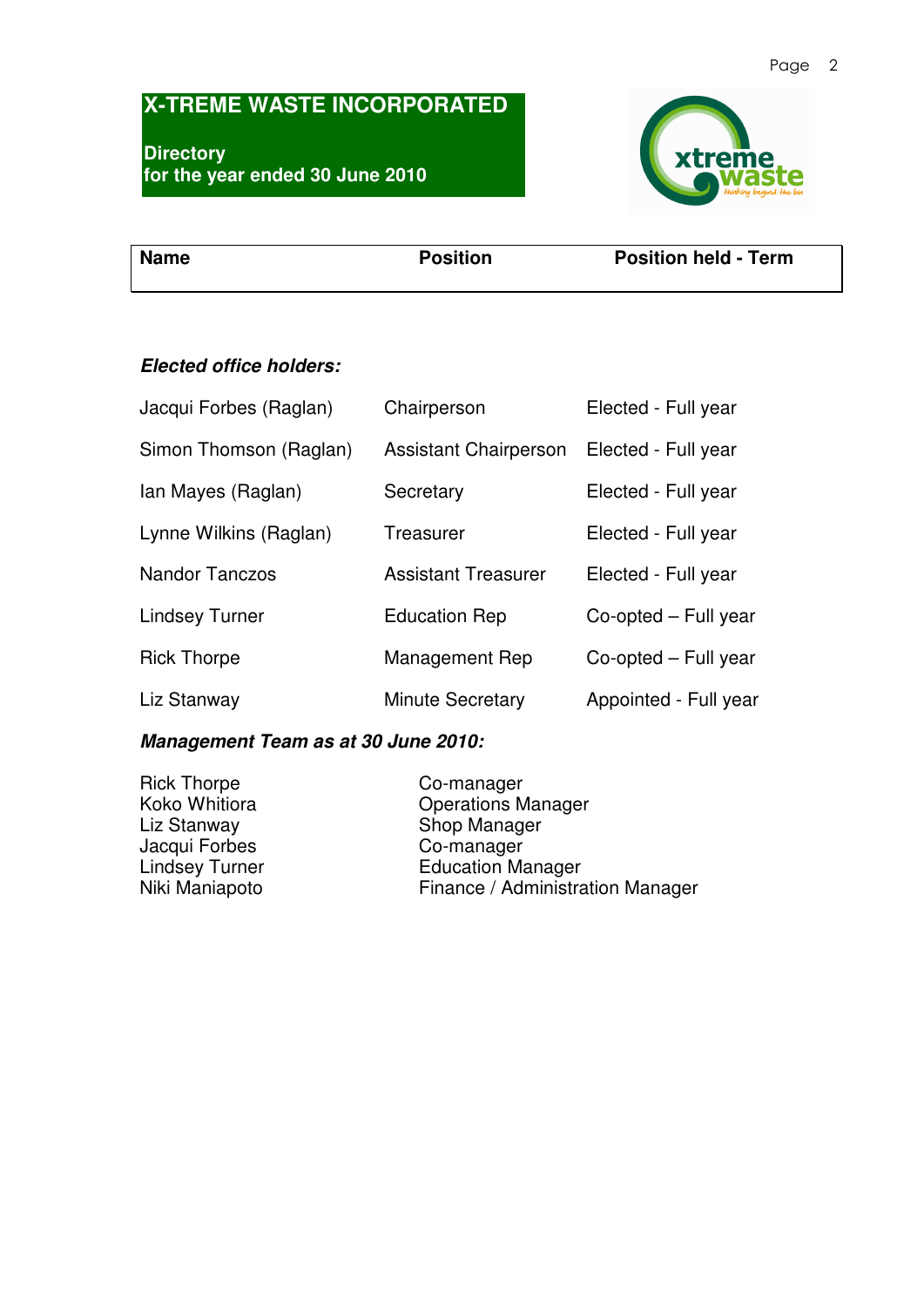# X-TREME WASTE INCORPORATED

**Directory**
**for the year ended 30 June 2010**

| Name | Position | Position held - Term |
|---|---|---|
| ***Elected office holders:*** | | |
| Jacqui Forbes (Raglan) | Chairperson | Elected - Full year |
| Simon Thomson (Raglan) | Assistant Chairperson | Elected - Full year |
| Ian Mayes (Raglan) | Secretary | Elected - Full year |
| Lynne Wilkins (Raglan) | Treasurer | Elected - Full year |
| Nandor Tanczos | Assistant Treasurer | Elected - Full year |
| Lindsey Turner | Education Rep | Co-opted – Full year |
| Rick Thorpe | Management Rep | Co-opted – Full year |
| Liz Stanway | Minute Secretary | Appointed - Full year |

***Management Team as at 30 June 2010:***

| Name | Position |
|---|---|
| Rick Thorpe | Co-manager |
| Koko Whitiora | Operations Manager |
| Liz Stanway | Shop Manager |
| Jacqui Forbes | Co-manager |
| Lindsey Turner | Education Manager |
| Niki Maniapoto | Finance / Administration Manager |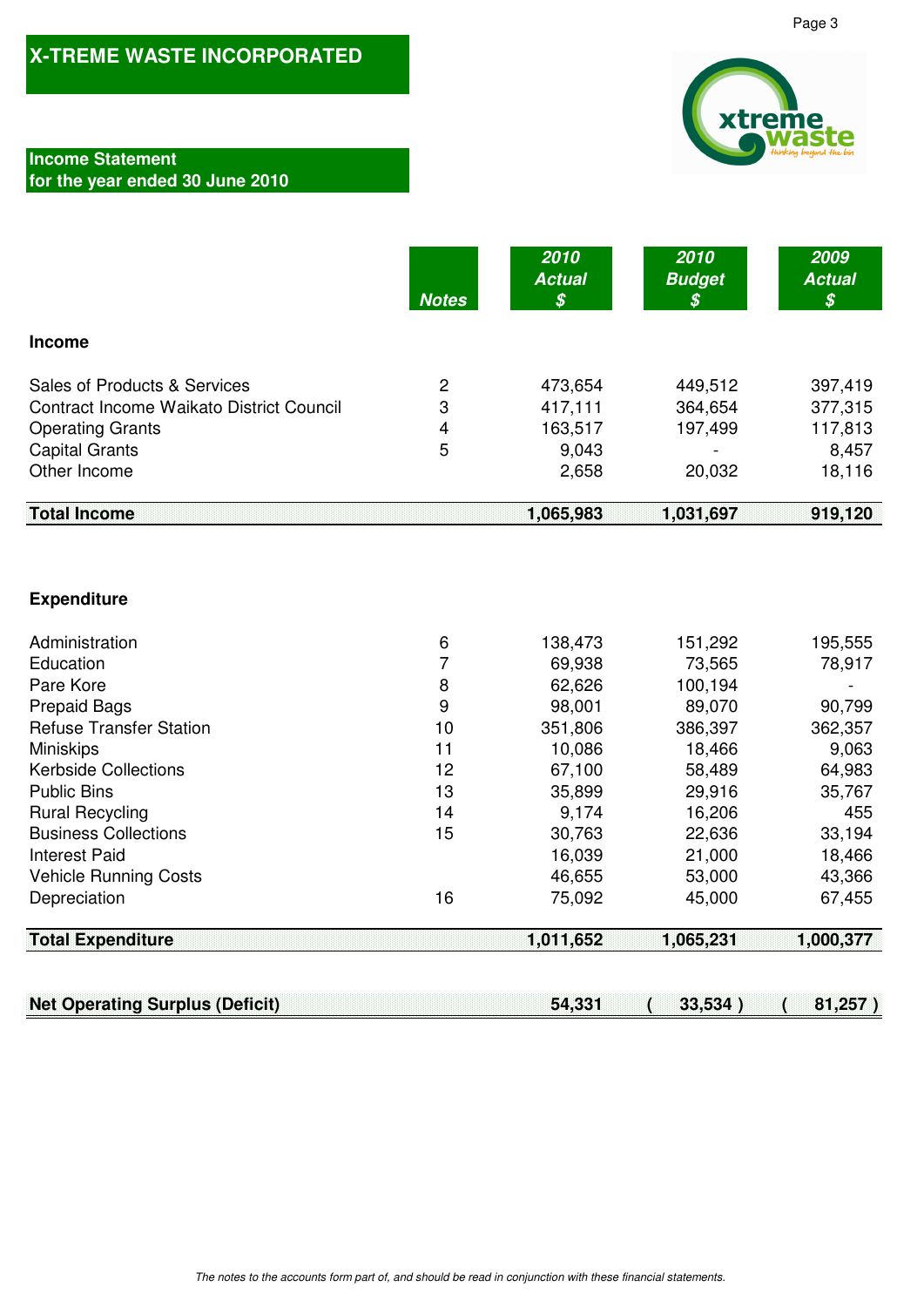# X-TREME WASTE INCORPORATED

## Income Statement
## for the year ended 30 June 2010

| | Notes | 2010 Actual $ | 2010 Budget $ | 2009 Actual $ |
|---|---|---|---|---|
| **Income** | | | | |
| Sales of Products & Services | 2 | 473,654 | 449,512 | 397,419 |
| Contract Income Waikato District Council | 3 | 417,111 | 364,654 | 377,315 |
| Operating Grants | 4 | 163,517 | 197,499 | 117,813 |
| Capital Grants | 5 | 9,043 | - | 8,457 |
| Other Income | | 2,658 | 20,032 | 18,116 |
| **Total Income** | | **1,065,983** | **1,031,697** | **919,120** |
| **Expenditure** | | | | |
| Administration | 6 | 138,473 | 151,292 | 195,555 |
| Education | 7 | 69,938 | 73,565 | 78,917 |
| Pare Kore | 8 | 62,626 | 100,194 | - |
| Prepaid Bags | 9 | 98,001 | 89,070 | 90,799 |
| Refuse Transfer Station | 10 | 351,806 | 386,397 | 362,357 |
| Miniskips | 11 | 10,086 | 18,466 | 9,063 |
| Kerbside Collections | 12 | 67,100 | 58,489 | 64,983 |
| Public Bins | 13 | 35,899 | 29,916 | 35,767 |
| Rural Recycling | 14 | 9,174 | 16,206 | 455 |
| Business Collections | 15 | 30,763 | 22,636 | 33,194 |
| Interest Paid | | 16,039 | 21,000 | 18,466 |
| Vehicle Running Costs | | 46,655 | 53,000 | 43,366 |
| Depreciation | 16 | 75,092 | 45,000 | 67,455 |
| **Total Expenditure** | | **1,011,652** | **1,065,231** | **1,000,377** |
| **Net Operating Surplus (Deficit)** | | **54,331** | **( 33,534 )** | **( 81,257 )** |

*The notes to the accounts form part of, and should be read in conjunction with these financial statements.*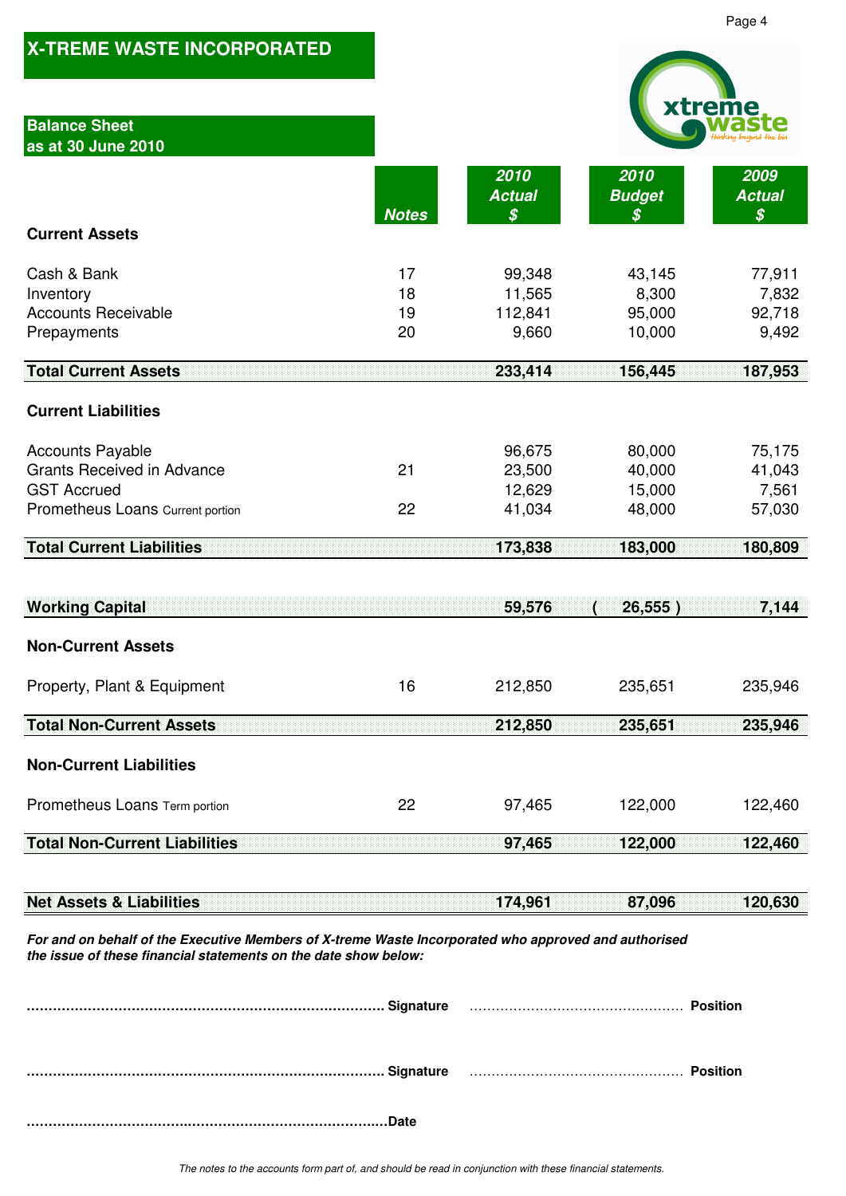# X-TREME WASTE INCORPORATED

## Balance Sheet
## as at 30 June 2010

| | Notes | 2010 Actual $ | 2010 Budget $ | 2009 Actual $ |
|---|---|---|---|---|
| **Current Assets** | | | | |
| Cash & Bank | 17 | 99,348 | 43,145 | 77,911 |
| Inventory | 18 | 11,565 | 8,300 | 7,832 |
| Accounts Receivable | 19 | 112,841 | 95,000 | 92,718 |
| Prepayments | 20 | 9,660 | 10,000 | 9,492 |
| **Total Current Assets** | | **233,414** | **156,445** | **187,953** |
| **Current Liabilities** | | | | |
| Accounts Payable | | 96,675 | 80,000 | 75,175 |
| Grants Received in Advance | 21 | 23,500 | 40,000 | 41,043 |
| GST Accrued | | 12,629 | 15,000 | 7,561 |
| Prometheus Loans Current portion | 22 | 41,034 | 48,000 | 57,030 |
| **Total Current Liabilities** | | **173,838** | **183,000** | **180,809** |
| **Working Capital** | | **59,576** | **( 26,555 )** | **7,144** |
| **Non-Current Assets** | | | | |
| Property, Plant & Equipment | 16 | 212,850 | 235,651 | 235,946 |
| **Total Non-Current Assets** | | **212,850** | **235,651** | **235,946** |
| **Non-Current Liabilities** | | | | |
| Prometheus Loans Term portion | 22 | 97,465 | 122,000 | 122,460 |
| **Total Non-Current Liabilities** | | **97,465** | **122,000** | **122,460** |
| **Net Assets & Liabilities** | | **174,961** | **87,096** | **120,630** |

***For and on behalf of the Executive Members of X-treme Waste Incorporated who approved and authorised the issue of these financial statements on the date show below:***

**.................................................................................. Signature** ................................................. **Position**

**.................................................................................. Signature** ................................................. **Position**

**..................................................................................Date**

*The notes to the accounts form part of, and should be read in conjunction with these financial statements.*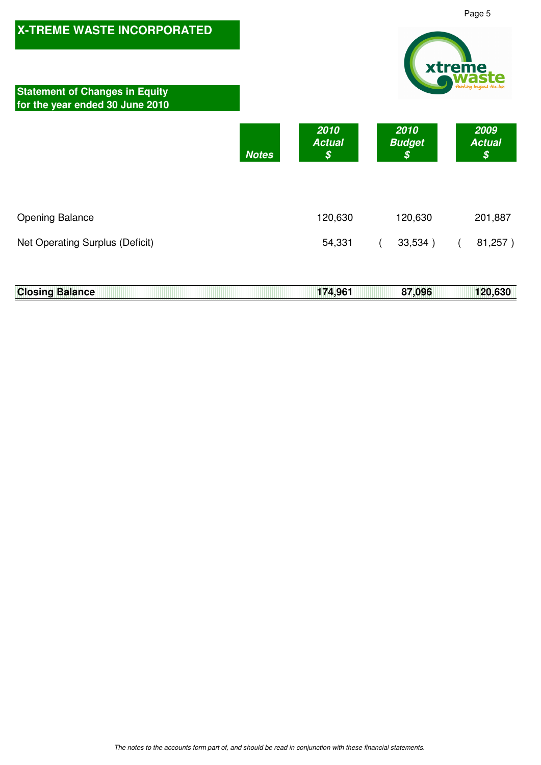# X-TREME WASTE INCORPORATED

## Statement of Changes in Equity for the year ended 30 June 2010

| | Notes | 2010 Actual $ | 2010 Budget $ | 2009 Actual $ |
|---|---|---|---|---|
| Opening Balance | | 120,630 | 120,630 | 201,887 |
| Net Operating Surplus (Deficit) | | 54,331 | ( 33,534 ) | ( 81,257 ) |
| **Closing Balance** | | **174,961** | **87,096** | **120,630** |

*The notes to the accounts form part of, and should be read in conjunction with these financial statements.*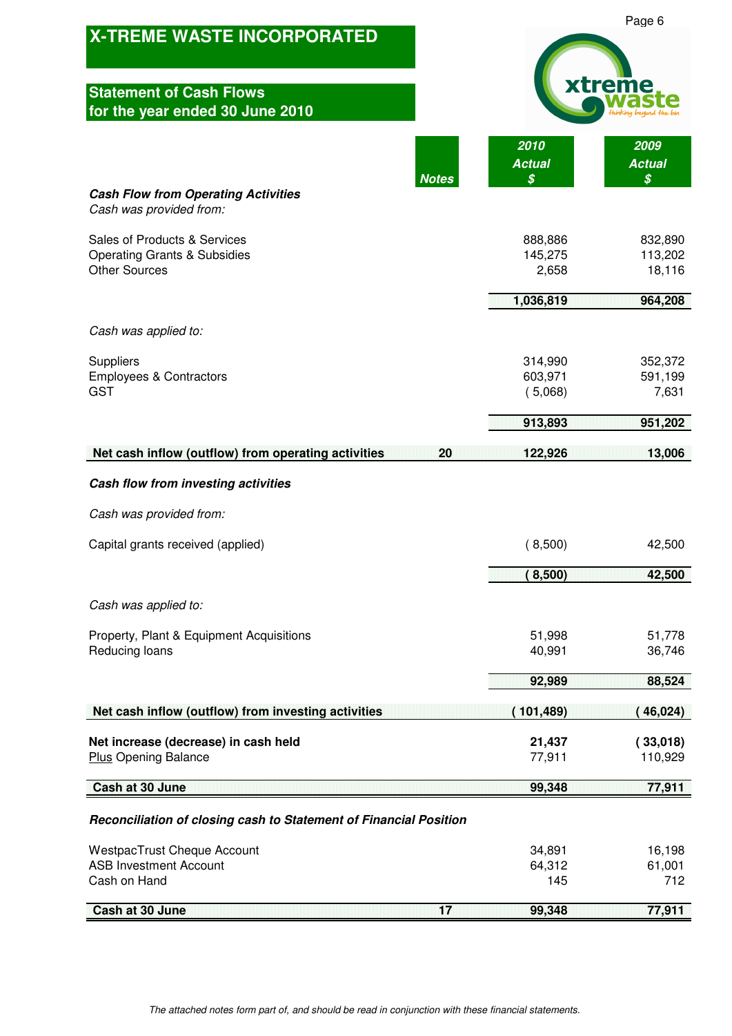# X-TREME WASTE INCORPORATED

## Statement of Cash Flows
## for the year ended 30 June 2010

| | Notes | 2010 Actual $ | 2009 Actual $ |
|---|---|---|---|
| ***Cash Flow from Operating Activities*** | | | |
| *Cash was provided from:* | | | |
| Sales of Products & Services | | 888,886 | 832,890 |
| Operating Grants & Subsidies | | 145,275 | 113,202 |
| Other Sources | | 2,658 | 18,116 |
| | | **1,036,819** | **964,208** |
| *Cash was applied to:* | | | |
| Suppliers | | 314,990 | 352,372 |
| Employees & Contractors | | 603,971 | 591,199 |
| GST | | ( 5,068) | 7,631 |
| | | **913,893** | **951,202** |
| **Net cash inflow (outflow) from operating activities** | **20** | **122,926** | **13,006** |
| ***Cash flow from investing activities*** | | | |
| *Cash was provided from:* | | | |
| Capital grants received (applied) | | ( 8,500) | 42,500 |
| | | **( 8,500)** | **42,500** |
| *Cash was applied to:* | | | |
| Property, Plant & Equipment Acquisitions | | 51,998 | 51,778 |
| Reducing loans | | 40,991 | 36,746 |
| | | **92,989** | **88,524** |
| **Net cash inflow (outflow) from investing activities** | | **( 101,489)** | **( 46,024)** |
| **Net increase (decrease) in cash held** | | **21,437** | **( 33,018)** |
| Plus Opening Balance | | 77,911 | 110,929 |
| **Cash at 30 June** | | **99,348** | **77,911** |
| ***Reconciliation of closing cash to Statement of Financial Position*** | | | |
| WestpacTrust Cheque Account | | 34,891 | 16,198 |
| ASB Investment Account | | 64,312 | 61,001 |
| Cash on Hand | | 145 | 712 |
| **Cash at 30 June** | **17** | **99,348** | **77,911** |

*The attached notes form part of, and should be read in conjunction with these financial statements.*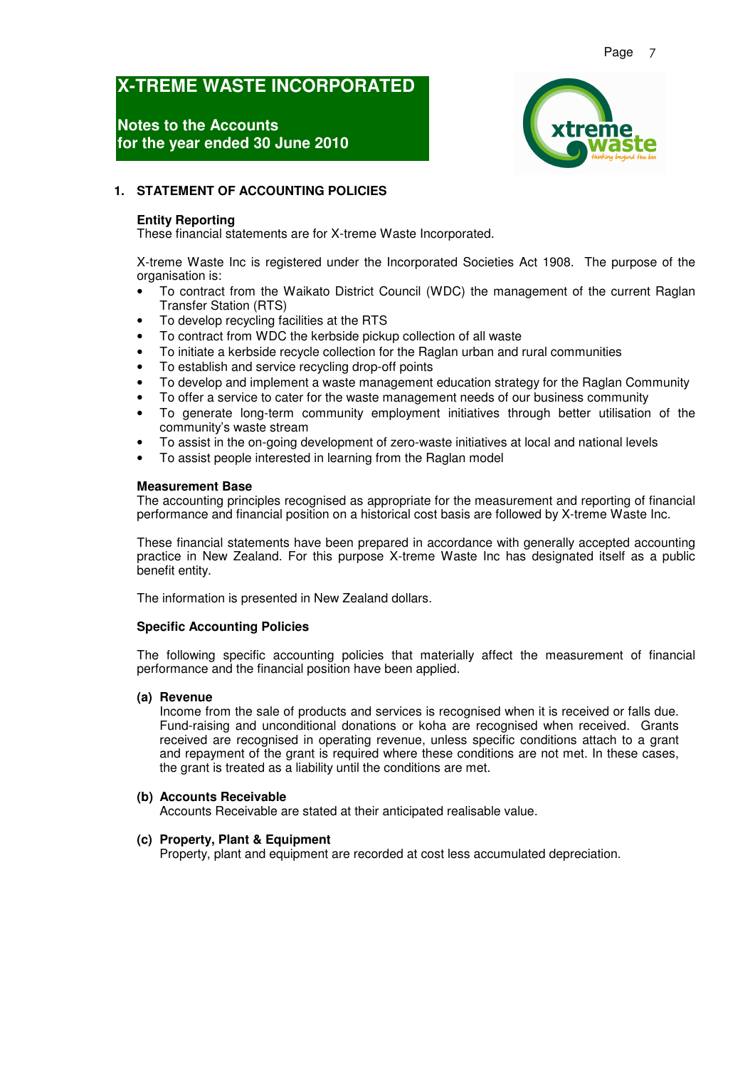# X-TREME WASTE INCORPORATED

## Notes to the Accounts
## for the year ended 30 June 2010

### 1. STATEMENT OF ACCOUNTING POLICIES

**Entity Reporting**
These financial statements are for X-treme Waste Incorporated.

X-treme Waste Inc is registered under the Incorporated Societies Act 1908. The purpose of the organisation is:

- To contract from the Waikato District Council (WDC) the management of the current Raglan Transfer Station (RTS)
- To develop recycling facilities at the RTS
- To contract from WDC the kerbside pickup collection of all waste
- To initiate a kerbside recycle collection for the Raglan urban and rural communities
- To establish and service recycling drop-off points
- To develop and implement a waste management education strategy for the Raglan Community
- To offer a service to cater for the waste management needs of our business community
- To generate long-term community employment initiatives through better utilisation of the community's waste stream
- To assist in the on-going development of zero-waste initiatives at local and national levels
- To assist people interested in learning from the Raglan model

**Measurement Base**
The accounting principles recognised as appropriate for the measurement and reporting of financial performance and financial position on a historical cost basis are followed by X-treme Waste Inc.

These financial statements have been prepared in accordance with generally accepted accounting practice in New Zealand. For this purpose X-treme Waste Inc has designated itself as a public benefit entity.

The information is presented in New Zealand dollars.

**Specific Accounting Policies**

The following specific accounting policies that materially affect the measurement of financial performance and the financial position have been applied.

**(a) Revenue**
Income from the sale of products and services is recognised when it is received or falls due. Fund-raising and unconditional donations or koha are recognised when received. Grants received are recognised in operating revenue, unless specific conditions attach to a grant and repayment of the grant is required where these conditions are not met. In these cases, the grant is treated as a liability until the conditions are met.

**(b) Accounts Receivable**
Accounts Receivable are stated at their anticipated realisable value.

**(c) Property, Plant & Equipment**
Property, plant and equipment are recorded at cost less accumulated depreciation.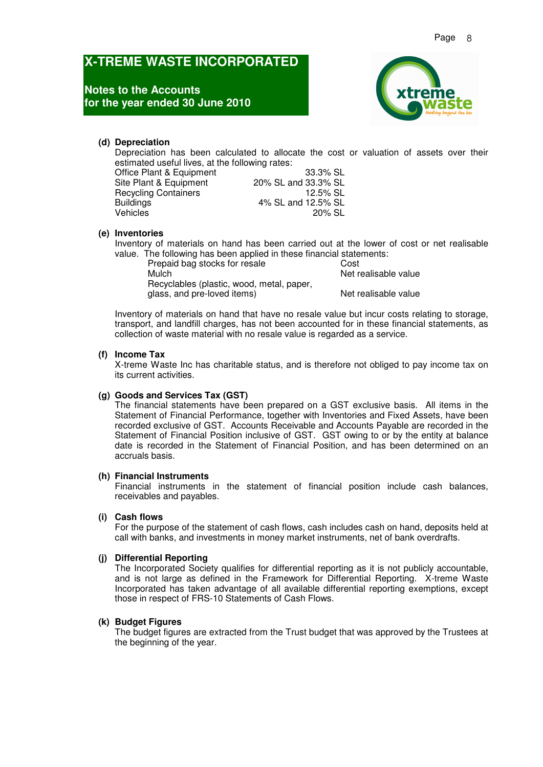# X-TREME WASTE INCORPORATED

**Notes to the Accounts**
**for the year ended 30 June 2010**

**(d) Depreciation**

Depreciation has been calculated to allocate the cost or valuation of assets over their estimated useful lives, at the following rates:

| | |
|---|---|
| Office Plant & Equipment | 33.3% SL |
| Site Plant & Equipment | 20% SL and 33.3% SL |
| Recycling Containers | 12.5% SL |
| Buildings | 4% SL and 12.5% SL |
| Vehicles | 20% SL |

**(e) Inventories**

Inventory of materials on hand has been carried out at the lower of cost or net realisable value. The following has been applied in these financial statements:

| | |
|---|---|
| Prepaid bag stocks for resale | Cost |
| Mulch | Net realisable value |
| Recyclables (plastic, wood, metal, paper, glass, and pre-loved items) | Net realisable value |

Inventory of materials on hand that have no resale value but incur costs relating to storage, transport, and landfill charges, has not been accounted for in these financial statements, as collection of waste material with no resale value is regarded as a service.

**(f) Income Tax**

X-treme Waste Inc has charitable status, and is therefore not obliged to pay income tax on its current activities.

**(g) Goods and Services Tax (GST)**

The financial statements have been prepared on a GST exclusive basis. All items in the Statement of Financial Performance, together with Inventories and Fixed Assets, have been recorded exclusive of GST. Accounts Receivable and Accounts Payable are recorded in the Statement of Financial Position inclusive of GST. GST owing to or by the entity at balance date is recorded in the Statement of Financial Position, and has been determined on an accruals basis.

**(h) Financial Instruments**

Financial instruments in the statement of financial position include cash balances, receivables and payables.

**(i) Cash flows**

For the purpose of the statement of cash flows, cash includes cash on hand, deposits held at call with banks, and investments in money market instruments, net of bank overdrafts.

**(j) Differential Reporting**

The Incorporated Society qualifies for differential reporting as it is not publicly accountable, and is not large as defined in the Framework for Differential Reporting. X-treme Waste Incorporated has taken advantage of all available differential reporting exemptions, except those in respect of FRS-10 Statements of Cash Flows.

**(k) Budget Figures**

The budget figures are extracted from the Trust budget that was approved by the Trustees at the beginning of the year.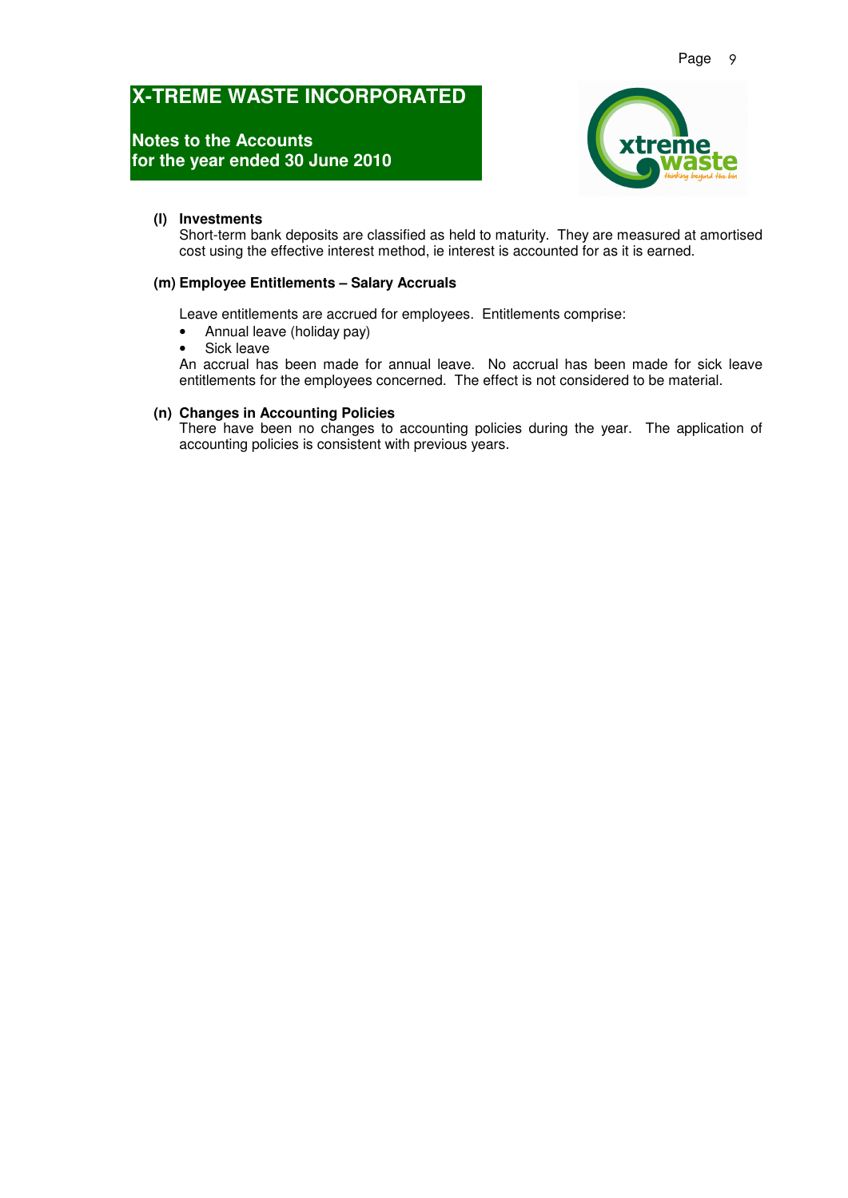# X-TREME WASTE INCORPORATED

## Notes to the Accounts for the year ended 30 June 2010

**(l) Investments**

Short-term bank deposits are classified as held to maturity. They are measured at amortised cost using the effective interest method, ie interest is accounted for as it is earned.

**(m) Employee Entitlements – Salary Accruals**

Leave entitlements are accrued for employees. Entitlements comprise:

- Annual leave (holiday pay)
- Sick leave

An accrual has been made for annual leave. No accrual has been made for sick leave entitlements for the employees concerned. The effect is not considered to be material.

**(n) Changes in Accounting Policies**

There have been no changes to accounting policies during the year. The application of accounting policies is consistent with previous years.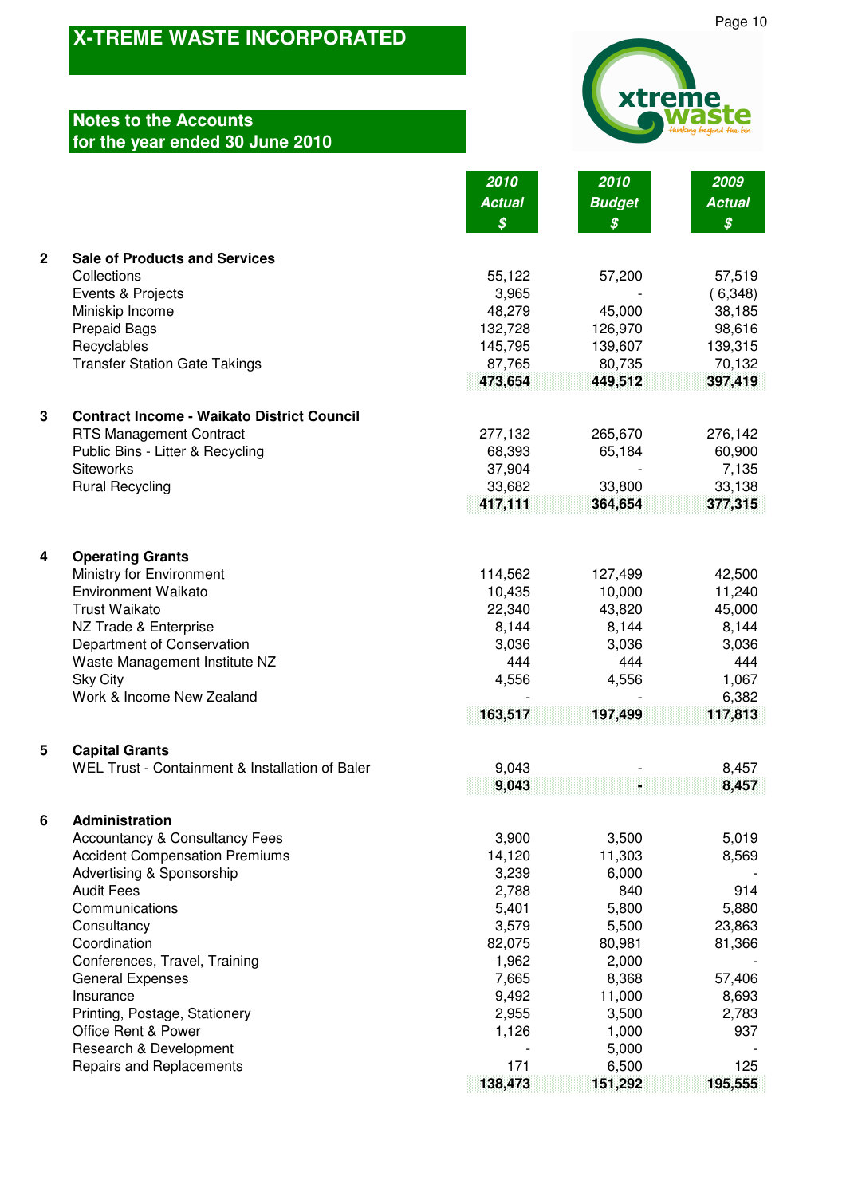# X-TREME WASTE INCORPORATED

## Notes to the Accounts
## for the year ended 30 June 2010

| | | 2010 Actual $ | 2010 Budget $ | 2009 Actual $ |
|---|---|---|---|---|
| **2** | **Sale of Products and Services** | | | |
| | Collections | 55,122 | 57,200 | 57,519 |
| | Events & Projects | 3,965 | - | ( 6,348) |
| | Miniskip Income | 48,279 | 45,000 | 38,185 |
| | Prepaid Bags | 132,728 | 126,970 | 98,616 |
| | Recyclables | 145,795 | 139,607 | 139,315 |
| | Transfer Station Gate Takings | 87,765 | 80,735 | 70,132 |
| | | **473,654** | **449,512** | **397,419** |
| **3** | **Contract Income - Waikato District Council** | | | |
| | RTS Management Contract | 277,132 | 265,670 | 276,142 |
| | Public Bins - Litter & Recycling | 68,393 | 65,184 | 60,900 |
| | Siteworks | 37,904 | - | 7,135 |
| | Rural Recycling | 33,682 | 33,800 | 33,138 |
| | | **417,111** | **364,654** | **377,315** |
| **4** | **Operating Grants** | | | |
| | Ministry for Environment | 114,562 | 127,499 | 42,500 |
| | Environment Waikato | 10,435 | 10,000 | 11,240 |
| | Trust Waikato | 22,340 | 43,820 | 45,000 |
| | NZ Trade & Enterprise | 8,144 | 8,144 | 8,144 |
| | Department of Conservation | 3,036 | 3,036 | 3,036 |
| | Waste Management Institute NZ | 444 | 444 | 444 |
| | Sky City | 4,556 | 4,556 | 1,067 |
| | Work & Income New Zealand | - | - | 6,382 |
| | | **163,517** | **197,499** | **117,813** |
| **5** | **Capital Grants** | | | |
| | WEL Trust - Containment & Installation of Baler | 9,043 | - | 8,457 |
| | | **9,043** | **-** | **8,457** |
| **6** | **Administration** | | | |
| | Accountancy & Consultancy Fees | 3,900 | 3,500 | 5,019 |
| | Accident Compensation Premiums | 14,120 | 11,303 | 8,569 |
| | Advertising & Sponsorship | 3,239 | 6,000 | - |
| | Audit Fees | 2,788 | 840 | 914 |
| | Communications | 5,401 | 5,800 | 5,880 |
| | Consultancy | 3,579 | 5,500 | 23,863 |
| | Coordination | 82,075 | 80,981 | 81,366 |
| | Conferences, Travel, Training | 1,962 | 2,000 | - |
| | General Expenses | 7,665 | 8,368 | 57,406 |
| | Insurance | 9,492 | 11,000 | 8,693 |
| | Printing, Postage, Stationery | 2,955 | 3,500 | 2,783 |
| | Office Rent & Power | 1,126 | 1,000 | 937 |
| | Research & Development | - | 5,000 | - |
| | Repairs and Replacements | 171 | 6,500 | 125 |
| | | **138,473** | **151,292** | **195,555** |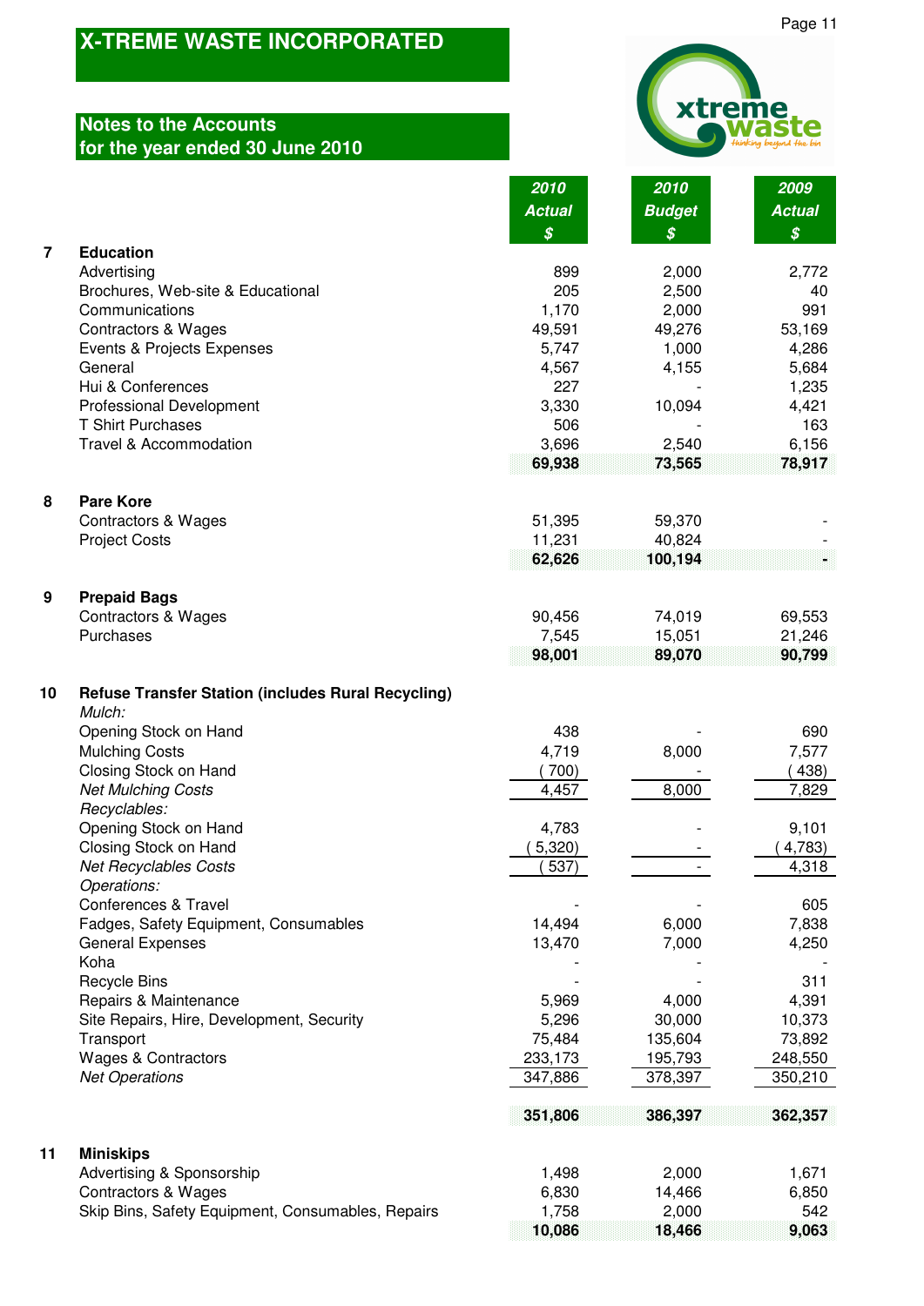# X-TREME WASTE INCORPORATED

## Notes to the Accounts for the year ended 30 June 2010

| | | 2010 Actual $ | 2010 Budget $ | 2009 Actual $ |
|---|---|---|---|---|
| **7** | **Education** | | | |
| | Advertising | 899 | 2,000 | 2,772 |
| | Brochures, Web-site & Educational | 205 | 2,500 | 40 |
| | Communications | 1,170 | 2,000 | 991 |
| | Contractors & Wages | 49,591 | 49,276 | 53,169 |
| | Events & Projects Expenses | 5,747 | 1,000 | 4,286 |
| | General | 4,567 | 4,155 | 5,684 |
| | Hui & Conferences | 227 | - | 1,235 |
| | Professional Development | 3,330 | 10,094 | 4,421 |
| | T Shirt Purchases | 506 | - | 163 |
| | Travel & Accommodation | 3,696 | 2,540 | 6,156 |
| | | **69,938** | **73,565** | **78,917** |
| **8** | **Pare Kore** | | | |
| | Contractors & Wages | 51,395 | 59,370 | - |
| | Project Costs | 11,231 | 40,824 | - |
| | | **62,626** | **100,194** | **-** |
| **9** | **Prepaid Bags** | | | |
| | Contractors & Wages | 90,456 | 74,019 | 69,553 |
| | Purchases | 7,545 | 15,051 | 21,246 |
| | | **98,001** | **89,070** | **90,799** |
| **10** | **Refuse Transfer Station (includes Rural Recycling)** | | | |
| | *Mulch:* | | | |
| | Opening Stock on Hand | 438 | - | 690 |
| | Mulching Costs | 4,719 | 8,000 | 7,577 |
| | Closing Stock on Hand | (700) | - | (438) |
| | *Net Mulching Costs* | 4,457 | 8,000 | 7,829 |
| | *Recyclables:* | | | |
| | Opening Stock on Hand | 4,783 | - | 9,101 |
| | Closing Stock on Hand | (5,320) | - | (4,783) |
| | *Net Recyclables Costs* | (537) | - | 4,318 |
| | *Operations:* | | | |
| | Conferences & Travel | - | - | 605 |
| | Fadges, Safety Equipment, Consumables | 14,494 | 6,000 | 7,838 |
| | General Expenses | 13,470 | 7,000 | 4,250 |
| | Koha | - | - | - |
| | Recycle Bins | - | - | 311 |
| | Repairs & Maintenance | 5,969 | 4,000 | 4,391 |
| | Site Repairs, Hire, Development, Security | 5,296 | 30,000 | 10,373 |
| | Transport | 75,484 | 135,604 | 73,892 |
| | Wages & Contractors | 233,173 | 195,793 | 248,550 |
| | *Net Operations* | 347,886 | 378,397 | 350,210 |
| | | **351,806** | **386,397** | **362,357** |
| **11** | **Miniskips** | | | |
| | Advertising & Sponsorship | 1,498 | 2,000 | 1,671 |
| | Contractors & Wages | 6,830 | 14,466 | 6,850 |
| | Skip Bins, Safety Equipment, Consumables, Repairs | 1,758 | 2,000 | 542 |
| | | **10,086** | **18,466** | **9,063** |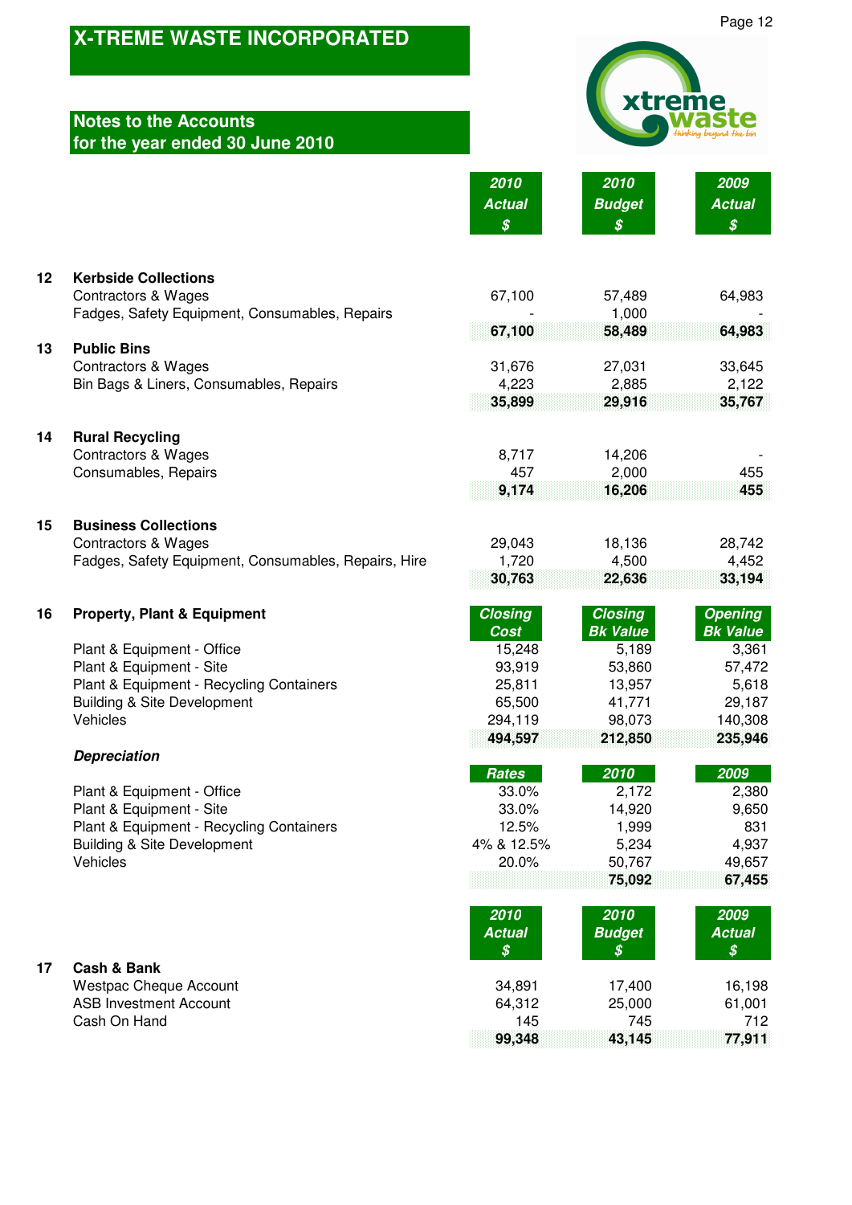# X-TREME WASTE INCORPORATED

## Notes to the Accounts
## for the year ended 30 June 2010

| | | 2010 Actual $ | 2010 Budget $ | 2009 Actual $ |
|---|---|---|---|---|
| **12** | **Kerbside Collections** | | | |
| | Contractors & Wages | 67,100 | 57,489 | 64,983 |
| | Fadges, Safety Equipment, Consumables, Repairs | - | 1,000 | - |
| | | **67,100** | **58,489** | **64,983** |
| **13** | **Public Bins** | | | |
| | Contractors & Wages | 31,676 | 27,031 | 33,645 |
| | Bin Bags & Liners, Consumables, Repairs | 4,223 | 2,885 | 2,122 |
| | | **35,899** | **29,916** | **35,767** |
| **14** | **Rural Recycling** | | | |
| | Contractors & Wages | 8,717 | 14,206 | - |
| | Consumables, Repairs | 457 | 2,000 | 455 |
| | | **9,174** | **16,206** | **455** |
| **15** | **Business Collections** | | | |
| | Contractors & Wages | 29,043 | 18,136 | 28,742 |
| | Fadges, Safety Equipment, Consumables, Repairs, Hire | 1,720 | 4,500 | 4,452 |
| | | **30,763** | **22,636** | **33,194** |

| | | Closing Cost | Closing Bk Value | Opening Bk Value |
|---|---|---|---|---|
| **16** | **Property, Plant & Equipment** | | | |
| | Plant & Equipment - Office | 15,248 | 5,189 | 3,361 |
| | Plant & Equipment - Site | 93,919 | 53,860 | 57,472 |
| | Plant & Equipment - Recycling Containers | 25,811 | 13,957 | 5,618 |
| | Building & Site Development | 65,500 | 41,771 | 29,187 |
| | Vehicles | 294,119 | 98,073 | 140,308 |
| | | **494,597** | **212,850** | **235,946** |

| | *Depreciation* | Rates | 2010 | 2009 |
|---|---|---|---|---|
| | Plant & Equipment - Office | 33.0% | 2,172 | 2,380 |
| | Plant & Equipment - Site | 33.0% | 14,920 | 9,650 |
| | Plant & Equipment - Recycling Containers | 12.5% | 1,999 | 831 |
| | Building & Site Development | 4% & 12.5% | 5,234 | 4,937 |
| | Vehicles | 20.0% | 50,767 | 49,657 |
| | | | **75,092** | **67,455** |

| | | 2010 Actual $ | 2010 Budget $ | 2009 Actual $ |
|---|---|---|---|---|
| **17** | **Cash & Bank** | | | |
| | Westpac Cheque Account | 34,891 | 17,400 | 16,198 |
| | ASB Investment Account | 64,312 | 25,000 | 61,001 |
| | Cash On Hand | 145 | 745 | 712 |
| | | **99,348** | **43,145** | **77,911** |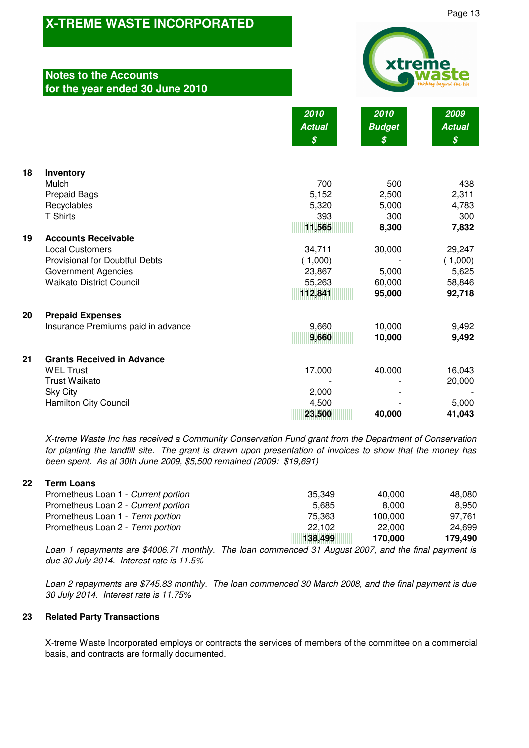# X-TREME WASTE INCORPORATED

## Notes to the Accounts for the year ended 30 June 2010

| | | 2010 Actual $ | 2010 Budget $ | 2009 Actual $ |
|---|---|---|---|---|
| **18** | **Inventory** | | | |
| | Mulch | 700 | 500 | 438 |
| | Prepaid Bags | 5,152 | 2,500 | 2,311 |
| | Recyclables | 5,320 | 5,000 | 4,783 |
| | T Shirts | 393 | 300 | 300 |
| | | **11,565** | **8,300** | **7,832** |
| **19** | **Accounts Receivable** | | | |
| | Local Customers | 34,711 | 30,000 | 29,247 |
| | Provisional for Doubtful Debts | ( 1,000) | - | ( 1,000) |
| | Government Agencies | 23,867 | 5,000 | 5,625 |
| | Waikato District Council | 55,263 | 60,000 | 58,846 |
| | | **112,841** | **95,000** | **92,718** |
| **20** | **Prepaid Expenses** | | | |
| | Insurance Premiums paid in advance | 9,660 | 10,000 | 9,492 |
| | | **9,660** | **10,000** | **9,492** |
| **21** | **Grants Received in Advance** | | | |
| | WEL Trust | 17,000 | 40,000 | 16,043 |
| | Trust Waikato | - | - | 20,000 |
| | Sky City | 2,000 | - | - |
| | Hamilton City Council | 4,500 | - | 5,000 |
| | | **23,500** | **40,000** | **41,043** |

*X-treme Waste Inc has received a Community Conservation Fund grant from the Department of Conservation for planting the landfill site. The grant is drawn upon presentation of invoices to show that the money has been spent. As at 30th June 2009, $5,500 remained (2009: $19,691)*

| | | 2010 Actual $ | 2010 Budget $ | 2009 Actual $ |
|---|---|---|---|---|
| **22** | **Term Loans** | | | |
| | Prometheus Loan 1 - *Current portion* | 35,349 | 40,000 | 48,080 |
| | Prometheus Loan 2 - *Current portion* | 5,685 | 8,000 | 8,950 |
| | Prometheus Loan 1 - *Term portion* | 75,363 | 100,000 | 97,761 |
| | Prometheus Loan 2 - *Term portion* | 22,102 | 22,000 | 24,699 |
| | | **138,499** | **170,000** | **179,490** |

*Loan 1 repayments are $4006.71 monthly. The loan commenced 31 August 2007, and the final payment is due 30 July 2014. Interest rate is 11.5%*

*Loan 2 repayments are $745.83 monthly. The loan commenced 30 March 2008, and the final payment is due 30 July 2014. Interest rate is 11.75%*

**23 Related Party Transactions**

X-treme Waste Incorporated employs or contracts the services of members of the committee on a commercial basis, and contracts are formally documented.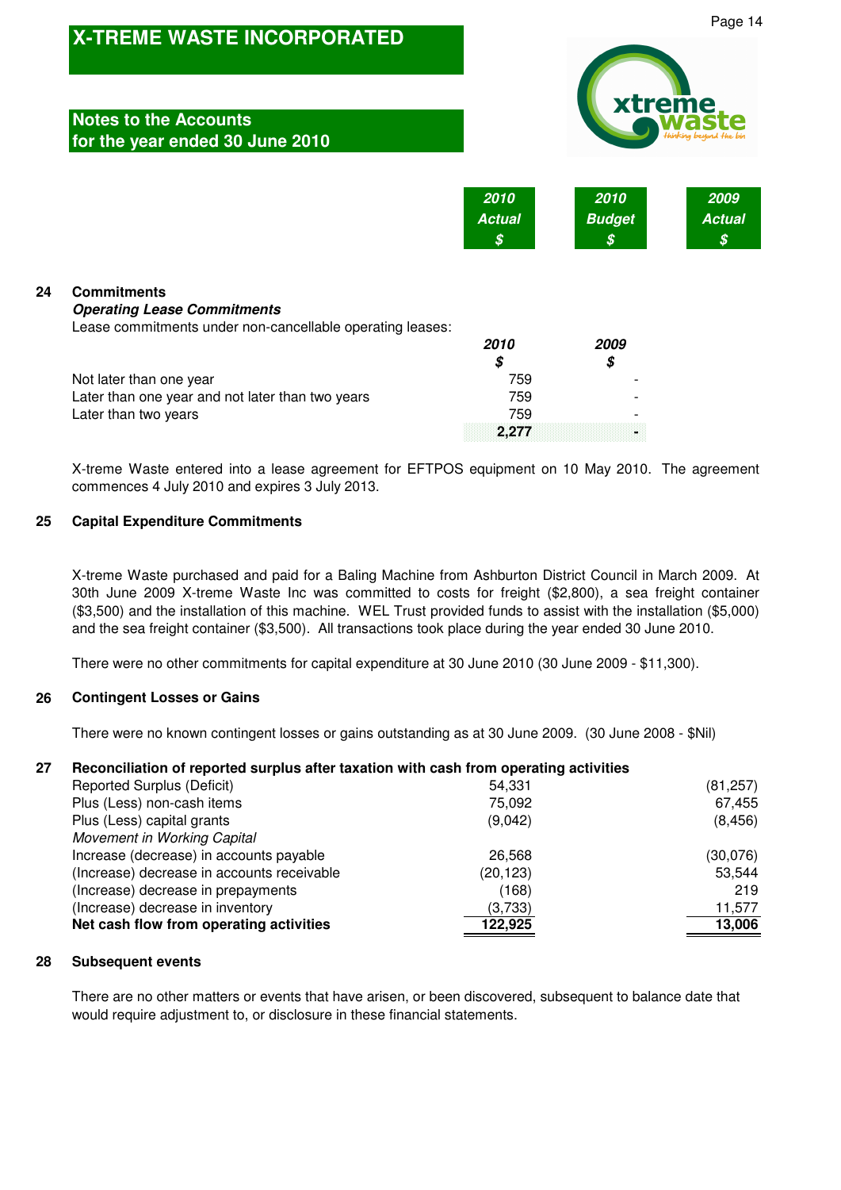# X-TREME WASTE INCORPORATED

## Notes to the Accounts
## for the year ended 30 June 2010

| | 2010 Actual $ | 2010 Budget $ | 2009 Actual $ |
|---|---|---|---|

### 24 Commitments

***Operating Lease Commitments***

Lease commitments under non-cancellable operating leases:

| | 2010 $ | 2009 $ |
|---|---|---|
| Not later than one year | 759 | - |
| Later than one year and not later than two years | 759 | - |
| Later than two years | 759 | - |
| | **2,277** | **-** |

X-treme Waste entered into a lease agreement for EFTPOS equipment on 10 May 2010. The agreement commences 4 July 2010 and expires 3 July 2013.

### 25 Capital Expenditure Commitments

X-treme Waste purchased and paid for a Baling Machine from Ashburton District Council in March 2009. At 30th June 2009 X-treme Waste Inc was committed to costs for freight ($2,800), a sea freight container ($3,500) and the installation of this machine. WEL Trust provided funds to assist with the installation ($5,000) and the sea freight container ($3,500). All transactions took place during the year ended 30 June 2010.

There were no other commitments for capital expenditure at 30 June 2010 (30 June 2009 - $11,300).

### 26 Contingent Losses or Gains

There were no known contingent losses or gains outstanding as at 30 June 2009. (30 June 2008 - $Nil)

### 27 Reconciliation of reported surplus after taxation with cash from operating activities

| | 2010 Actual $ | 2010 Budget $ | 2009 Actual $ |
|---|---|---|---|
| Reported Surplus (Deficit) | 54,331 | | (81,257) |
| Plus (Less) non-cash items | 75,092 | | 67,455 |
| Plus (Less) capital grants | (9,042) | | (8,456) |
| *Movement in Working Capital* | | | |
| Increase (decrease) in accounts payable | 26,568 | | (30,076) |
| (Increase) decrease in accounts receivable | (20,123) | | 53,544 |
| (Increase) decrease in prepayments | (168) | | 219 |
| (Increase) decrease in inventory | (3,733) | | 11,577 |
| **Net cash flow from operating activities** | **122,925** | | **13,006** |

### 28 Subsequent events

There are no other matters or events that have arisen, or been discovered, subsequent to balance date that would require adjustment to, or disclosure in these financial statements.